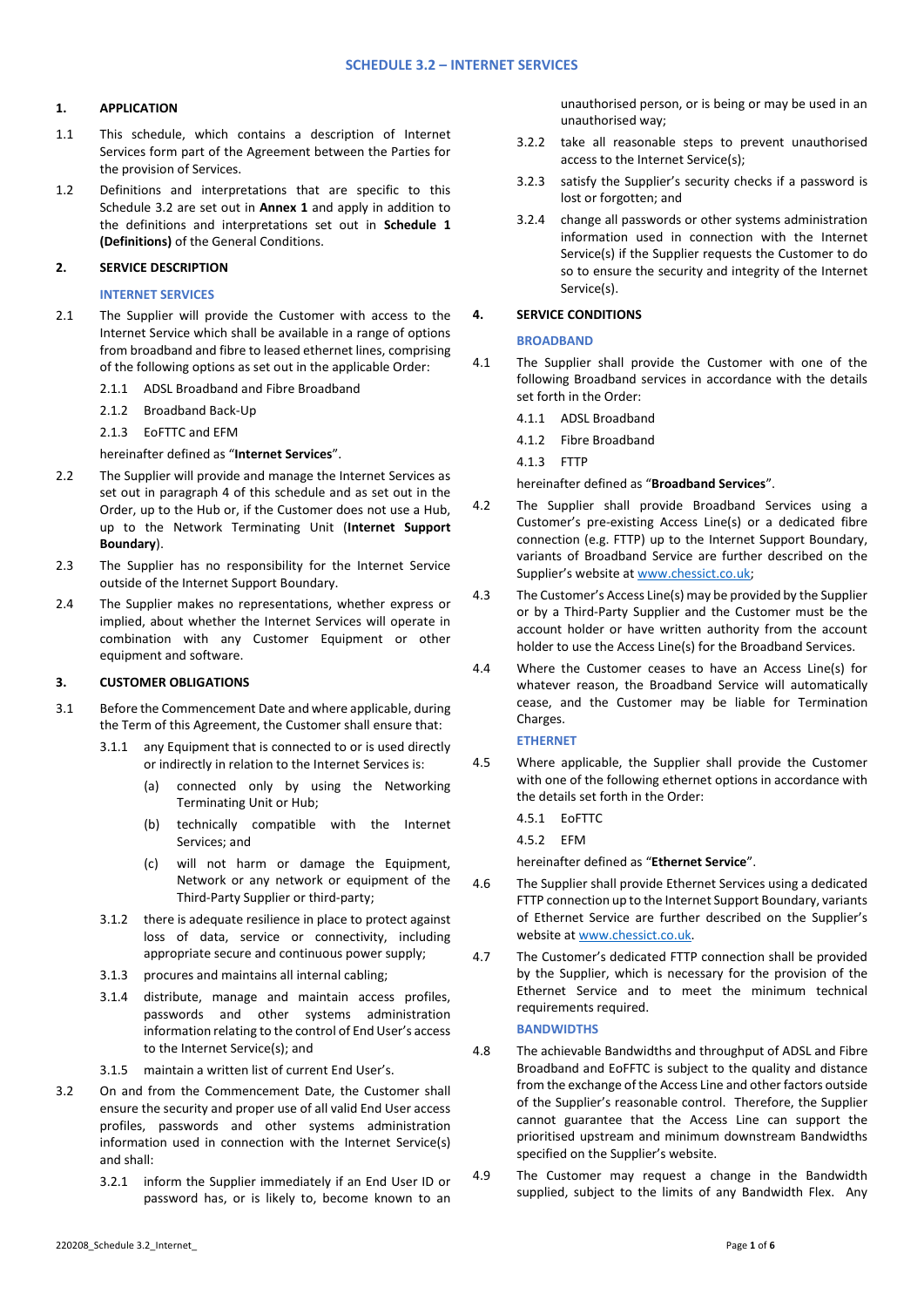# SCHEDULE 3.2 – INTERNET SERVICES

## 1. APPLICATION

1.1 This schedule, which contains a description of Internet Services form part of the Agreement between the Parties for the provision of Services.

1.2 Definitions and interpretations that are specific to this Schedule 3.2 are set out in **Annex 1** and apply in addition to the definitions and interpretations set out in **Schedule 1 (Definitions)** of the General Conditions.

## 2. SERVICE DESCRIPTION

### INTERNET SERVICES

2.1 The Supplier will provide the Customer with access to the Internet Service which shall be available in a range of options from broadband and fibre to leased ethernet lines, comprising of the following options as set out in the applicable Order:

- 2.1.1 ADSL Broadband and Fibre Broadband
- 2.1.2 Broadband Back-Up
- 2.1.3 EoFTTC and EFM

hereinafter defined as "**Internet Services**".

2.2 The Supplier will provide and manage the Internet Services as set out in paragraph 4 of this schedule and as set out in the Order, up to the Hub or, if the Customer does not use a Hub, up to the Network Terminating Unit (**Internet Support Boundary**).

2.3 The Supplier has no responsibility for the Internet Service outside of the Internet Support Boundary.

2.4 The Supplier makes no representations, whether express or implied, about whether the Internet Services will operate in combination with any Customer Equipment or other equipment and software.

## 3. CUSTOMER OBLIGATIONS

3.1 Before the Commencement Date and where applicable, during the Term of this Agreement, the Customer shall ensure that:

- 3.1.1 any Equipment that is connected to or is used directly or indirectly in relation to the Internet Services is:
  - (a) connected only by using the Networking Terminating Unit or Hub;
  - (b) technically compatible with the Internet Services; and
  - (c) will not harm or damage the Equipment, Network or any network or equipment of the Third-Party Supplier or third-party;
- 3.1.2 there is adequate resilience in place to protect against loss of data, service or connectivity, including appropriate secure and continuous power supply;
- 3.1.3 procures and maintains all internal cabling;
- 3.1.4 distribute, manage and maintain access profiles, passwords and other systems administration information relating to the control of End User's access to the Internet Service(s); and
- 3.1.5 maintain a written list of current End User's.

3.2 On and from the Commencement Date, the Customer shall ensure the security and proper use of all valid End User access profiles, passwords and other systems administration information used in connection with the Internet Service(s) and shall:

- 3.2.1 inform the Supplier immediately if an End User ID or password has, or is likely to, become known to an unauthorised person, or is being or may be used in an unauthorised way;
- 3.2.2 take all reasonable steps to prevent unauthorised access to the Internet Service(s);
- 3.2.3 satisfy the Supplier's security checks if a password is lost or forgotten; and
- 3.2.4 change all passwords or other systems administration information used in connection with the Internet Service(s) if the Supplier requests the Customer to do so to ensure the security and integrity of the Internet Service(s).

## 4. SERVICE CONDITIONS

### BROADBAND

4.1 The Supplier shall provide the Customer with one of the following Broadband services in accordance with the details set forth in the Order:

- 4.1.1 ADSL Broadband
- 4.1.2 Fibre Broadband
- 4.1.3 FTTP

hereinafter defined as "**Broadband Services**".

4.2 The Supplier shall provide Broadband Services using a Customer's pre-existing Access Line(s) or a dedicated fibre connection (e.g. FTTP) up to the Internet Support Boundary, variants of Broadband Service are further described on the Supplier's website at www.chessict.co.uk;

4.3 The Customer's Access Line(s) may be provided by the Supplier or by a Third-Party Supplier and the Customer must be the account holder or have written authority from the account holder to use the Access Line(s) for the Broadband Services.

4.4 Where the Customer ceases to have an Access Line(s) for whatever reason, the Broadband Service will automatically cease, and the Customer may be liable for Termination Charges.

### ETHERNET

4.5 Where applicable, the Supplier shall provide the Customer with one of the following ethernet options in accordance with the details set forth in the Order:

- 4.5.1 EoFTTC
- 4.5.2 EFM

hereinafter defined as "**Ethernet Service**".

4.6 The Supplier shall provide Ethernet Services using a dedicated FTTP connection up to the Internet Support Boundary, variants of Ethernet Service are further described on the Supplier's website at www.chessict.co.uk.

4.7 The Customer's dedicated FTTP connection shall be provided by the Supplier, which is necessary for the provision of the Ethernet Service and to meet the minimum technical requirements required.

### BANDWIDTHS

4.8 The achievable Bandwidths and throughput of ADSL and Fibre Broadband and EoFFTC is subject to the quality and distance from the exchange of the Access Line and other factors outside of the Supplier's reasonable control. Therefore, the Supplier cannot guarantee that the Access Line can support the prioritised upstream and minimum downstream Bandwidths specified on the Supplier's website.

4.9 The Customer may request a change in the Bandwidth supplied, subject to the limits of any Bandwidth Flex. Any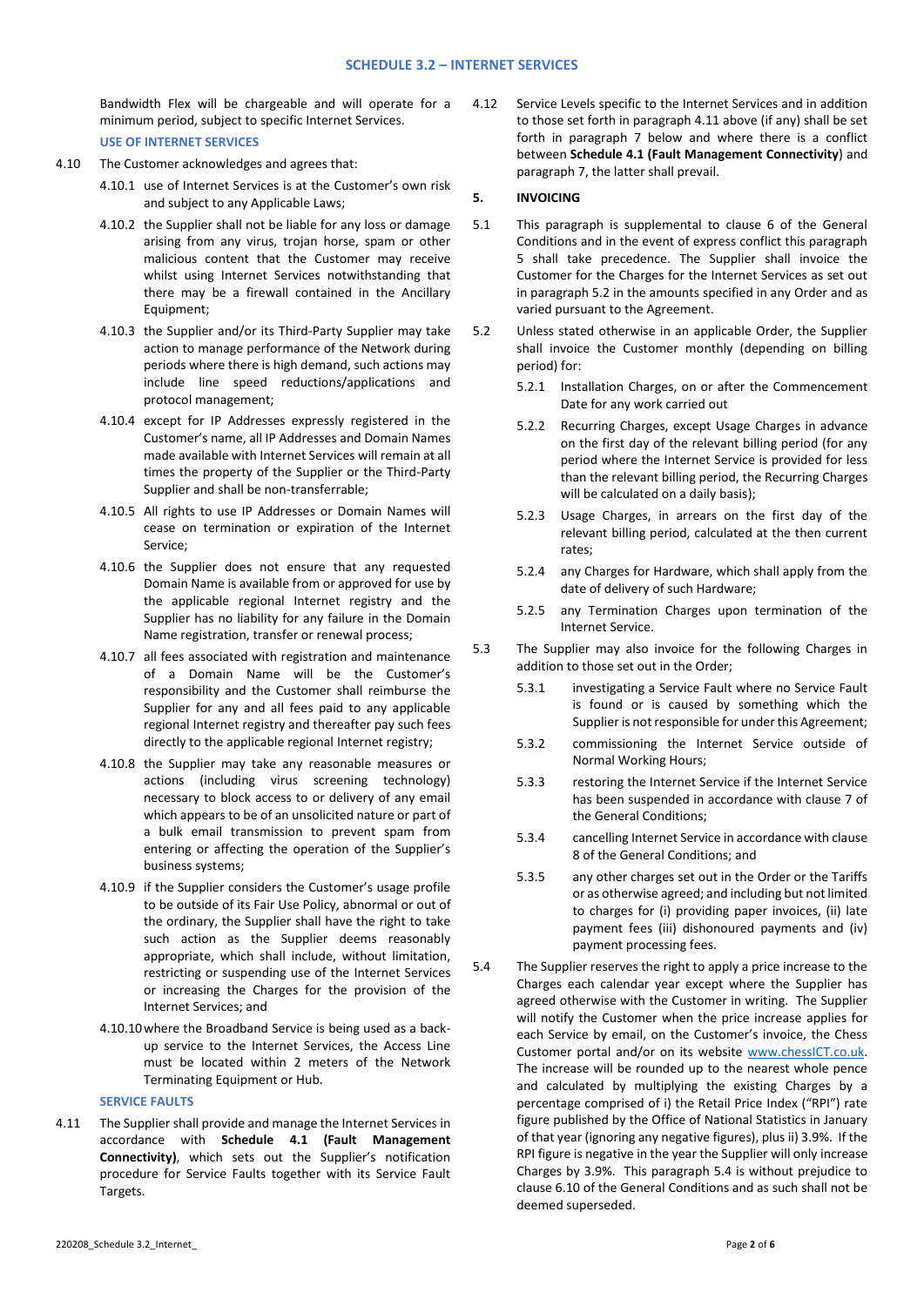Bandwidth Flex will be chargeable and will operate for a minimum period, subject to specific Internet Services.

**USE OF INTERNET SERVICES**

4.10 The Customer acknowledges and agrees that:

4.10.1 use of Internet Services is at the Customer's own risk and subject to any Applicable Laws;

4.10.2 the Supplier shall not be liable for any loss or damage arising from any virus, trojan horse, spam or other malicious content that the Customer may receive whilst using Internet Services notwithstanding that there may be a firewall contained in the Ancillary Equipment;

4.10.3 the Supplier and/or its Third-Party Supplier may take action to manage performance of the Network during periods where there is high demand, such actions may include line speed reductions/applications and protocol management;

4.10.4 except for IP Addresses expressly registered in the Customer's name, all IP Addresses and Domain Names made available with Internet Services will remain at all times the property of the Supplier or the Third-Party Supplier and shall be non-transferrable;

4.10.5 All rights to use IP Addresses or Domain Names will cease on termination or expiration of the Internet Service;

4.10.6 the Supplier does not ensure that any requested Domain Name is available from or approved for use by the applicable regional Internet registry and the Supplier has no liability for any failure in the Domain Name registration, transfer or renewal process;

4.10.7 all fees associated with registration and maintenance of a Domain Name will be the Customer's responsibility and the Customer shall reimburse the Supplier for any and all fees paid to any applicable regional Internet registry and thereafter pay such fees directly to the applicable regional Internet registry;

4.10.8 the Supplier may take any reasonable measures or actions (including virus screening technology) necessary to block access to or delivery of any email which appears to be of an unsolicited nature or part of a bulk email transmission to prevent spam from entering or affecting the operation of the Supplier's business systems;

4.10.9 if the Supplier considers the Customer's usage profile to be outside of its Fair Use Policy, abnormal or out of the ordinary, the Supplier shall have the right to take such action as the Supplier deems reasonably appropriate, which shall include, without limitation, restricting or suspending use of the Internet Services or increasing the Charges for the provision of the Internet Services; and

4.10.10 where the Broadband Service is being used as a back-up service to the Internet Services, the Access Line must be located within 2 meters of the Network Terminating Equipment or Hub.

**SERVICE FAULTS**

4.11 The Supplier shall provide and manage the Internet Services in accordance with **Schedule 4.1 (Fault Management Connectivity)**, which sets out the Supplier's notification procedure for Service Faults together with its Service Fault Targets.

4.12 Service Levels specific to the Internet Services and in addition to those set forth in paragraph 4.11 above (if any) shall be set forth in paragraph 7 below and where there is a conflict between **Schedule 4.1 (Fault Management Connectivity**) and paragraph 7, the latter shall prevail.

## 5. INVOICING

5.1 This paragraph is supplemental to clause 6 of the General Conditions and in the event of express conflict this paragraph 5 shall take precedence. The Supplier shall invoice the Customer for the Charges for the Internet Services as set out in paragraph 5.2 in the amounts specified in any Order and as varied pursuant to the Agreement.

5.2 Unless stated otherwise in an applicable Order, the Supplier shall invoice the Customer monthly (depending on billing period) for:

5.2.1 Installation Charges, on or after the Commencement Date for any work carried out

5.2.2 Recurring Charges, except Usage Charges in advance on the first day of the relevant billing period (for any period where the Internet Service is provided for less than the relevant billing period, the Recurring Charges will be calculated on a daily basis);

5.2.3 Usage Charges, in arrears on the first day of the relevant billing period, calculated at the then current rates;

5.2.4 any Charges for Hardware, which shall apply from the date of delivery of such Hardware;

5.2.5 any Termination Charges upon termination of the Internet Service.

5.3 The Supplier may also invoice for the following Charges in addition to those set out in the Order;

5.3.1 investigating a Service Fault where no Service Fault is found or is caused by something which the Supplier is not responsible for under this Agreement;

5.3.2 commissioning the Internet Service outside of Normal Working Hours;

5.3.3 restoring the Internet Service if the Internet Service has been suspended in accordance with clause 7 of the General Conditions;

5.3.4 cancelling Internet Service in accordance with clause 8 of the General Conditions; and

5.3.5 any other charges set out in the Order or the Tariffs or as otherwise agreed; and including but not limited to charges for (i) providing paper invoices, (ii) late payment fees (iii) dishonoured payments and (iv) payment processing fees.

5.4 The Supplier reserves the right to apply a price increase to the Charges each calendar year except where the Supplier has agreed otherwise with the Customer in writing. The Supplier will notify the Customer when the price increase applies for each Service by email, on the Customer's invoice, the Chess Customer portal and/or on its website www.chessICT.co.uk. The increase will be rounded up to the nearest whole pence and calculated by multiplying the existing Charges by a percentage comprised of i) the Retail Price Index ("RPI") rate figure published by the Office of National Statistics in January of that year (ignoring any negative figures), plus ii) 3.9%. If the RPI figure is negative in the year the Supplier will only increase Charges by 3.9%. This paragraph 5.4 is without prejudice to clause 6.10 of the General Conditions and as such shall not be deemed superseded.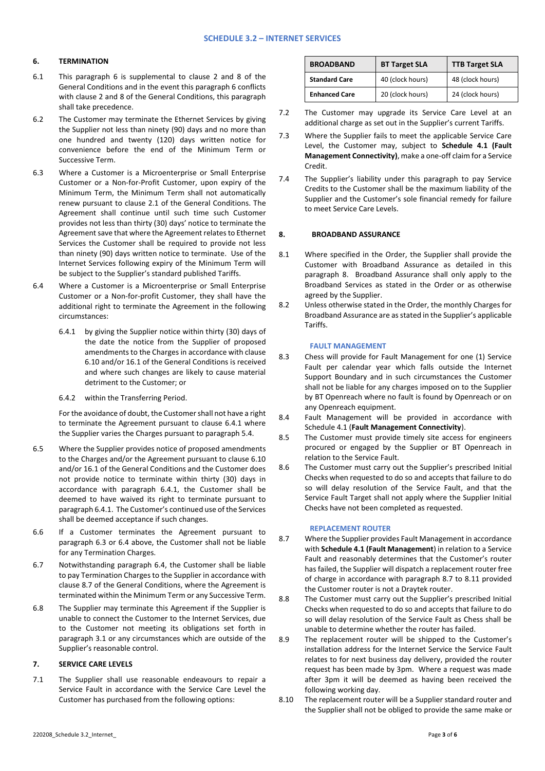## 6. TERMINATION

6.1 This paragraph 6 is supplemental to clause 2 and 8 of the General Conditions and in the event this paragraph 6 conflicts with clause 2 and 8 of the General Conditions, this paragraph shall take precedence.

6.2 The Customer may terminate the Ethernet Services by giving the Supplier not less than ninety (90) days and no more than one hundred and twenty (120) days written notice for convenience before the end of the Minimum Term or Successive Term.

6.3 Where a Customer is a Microenterprise or Small Enterprise Customer or a Non-for-Profit Customer, upon expiry of the Minimum Term, the Minimum Term shall not automatically renew pursuant to clause 2.1 of the General Conditions. The Agreement shall continue until such time such Customer provides not less than thirty (30) days' notice to terminate the Agreement save that where the Agreement relates to Ethernet Services the Customer shall be required to provide not less than ninety (90) days written notice to terminate. Use of the Internet Services following expiry of the Minimum Term will be subject to the Supplier's standard published Tariffs.

6.4 Where a Customer is a Microenterprise or Small Enterprise Customer or a Non-for-profit Customer, they shall have the additional right to terminate the Agreement in the following circumstances:

6.4.1 by giving the Supplier notice within thirty (30) days of the date the notice from the Supplier of proposed amendments to the Charges in accordance with clause 6.10 and/or 16.1 of the General Conditions is received and where such changes are likely to cause material detriment to the Customer; or

6.4.2 within the Transferring Period.

For the avoidance of doubt, the Customer shall not have a right to terminate the Agreement pursuant to clause 6.4.1 where the Supplier varies the Charges pursuant to paragraph 5.4.

6.5 Where the Supplier provides notice of proposed amendments to the Charges and/or the Agreement pursuant to clause 6.10 and/or 16.1 of the General Conditions and the Customer does not provide notice to terminate within thirty (30) days in accordance with paragraph 6.4.1, the Customer shall be deemed to have waived its right to terminate pursuant to paragraph 6.4.1. The Customer's continued use of the Services shall be deemed acceptance if such changes.

6.6 If a Customer terminates the Agreement pursuant to paragraph 6.3 or 6.4 above, the Customer shall not be liable for any Termination Charges.

6.7 Notwithstanding paragraph 6.4, the Customer shall be liable to pay Termination Charges to the Supplier in accordance with clause 8.7 of the General Conditions, where the Agreement is terminated within the Minimum Term or any Successive Term.

6.8 The Supplier may terminate this Agreement if the Supplier is unable to connect the Customer to the Internet Services, due to the Customer not meeting its obligations set forth in paragraph 3.1 or any circumstances which are outside of the Supplier's reasonable control.

## 7. SERVICE CARE LEVELS

7.1 The Supplier shall use reasonable endeavours to repair a Service Fault in accordance with the Service Care Level the Customer has purchased from the following options:

| BROADBAND | BT Target SLA | TTB Target SLA |
|---|---|---|
| **Standard Care** | 40 (clock hours) | 48 (clock hours) |
| **Enhanced Care** | 20 (clock hours) | 24 (clock hours) |

7.2 The Customer may upgrade its Service Care Level at an additional charge as set out in the Supplier's current Tariffs.

7.3 Where the Supplier fails to meet the applicable Service Care Level, the Customer may, subject to **Schedule 4.1 (Fault Management Connectivity)**, make a one-off claim for a Service Credit.

7.4 The Supplier's liability under this paragraph to pay Service Credits to the Customer shall be the maximum liability of the Supplier and the Customer's sole financial remedy for failure to meet Service Care Levels.

## 8. BROADBAND ASSURANCE

8.1 Where specified in the Order, the Supplier shall provide the Customer with Broadband Assurance as detailed in this paragraph 8. Broadband Assurance shall only apply to the Broadband Services as stated in the Order or as otherwise agreed by the Supplier.

8.2 Unless otherwise stated in the Order, the monthly Charges for Broadband Assurance are as stated in the Supplier's applicable Tariffs.

### FAULT MANAGEMENT

8.3 Chess will provide for Fault Management for one (1) Service Fault per calendar year which falls outside the Internet Support Boundary and in such circumstances the Customer shall not be liable for any charges imposed on to the Supplier by BT Openreach where no fault is found by Openreach or on any Openreach equipment.

8.4 Fault Management will be provided in accordance with Schedule 4.1 (**Fault Management Connectivity**).

8.5 The Customer must provide timely site access for engineers procured or engaged by the Supplier or BT Openreach in relation to the Service Fault.

8.6 The Customer must carry out the Supplier's prescribed Initial Checks when requested to do so and accepts that failure to do so will delay resolution of the Service Fault, and that the Service Fault Target shall not apply where the Supplier Initial Checks have not been completed as requested.

### REPLACEMENT ROUTER

8.7 Where the Supplier provides Fault Management in accordance with **Schedule 4.1 (Fault Management**) in relation to a Service Fault and reasonably determines that the Customer's router has failed, the Supplier will dispatch a replacement router free of charge in accordance with paragraph 8.7 to 8.11 provided the Customer router is not a Draytek router.

8.8 The Customer must carry out the Supplier's prescribed Initial Checks when requested to do so and accepts that failure to do so will delay resolution of the Service Fault as Chess shall be unable to determine whether the router has failed.

8.9 The replacement router will be shipped to the Customer's installation address for the Internet Service the Service Fault relates to for next business day delivery, provided the router request has been made by 3pm. Where a request was made after 3pm it will be deemed as having been received the following working day.

8.10 The replacement router will be a Supplier standard router and the Supplier shall not be obliged to provide the same make or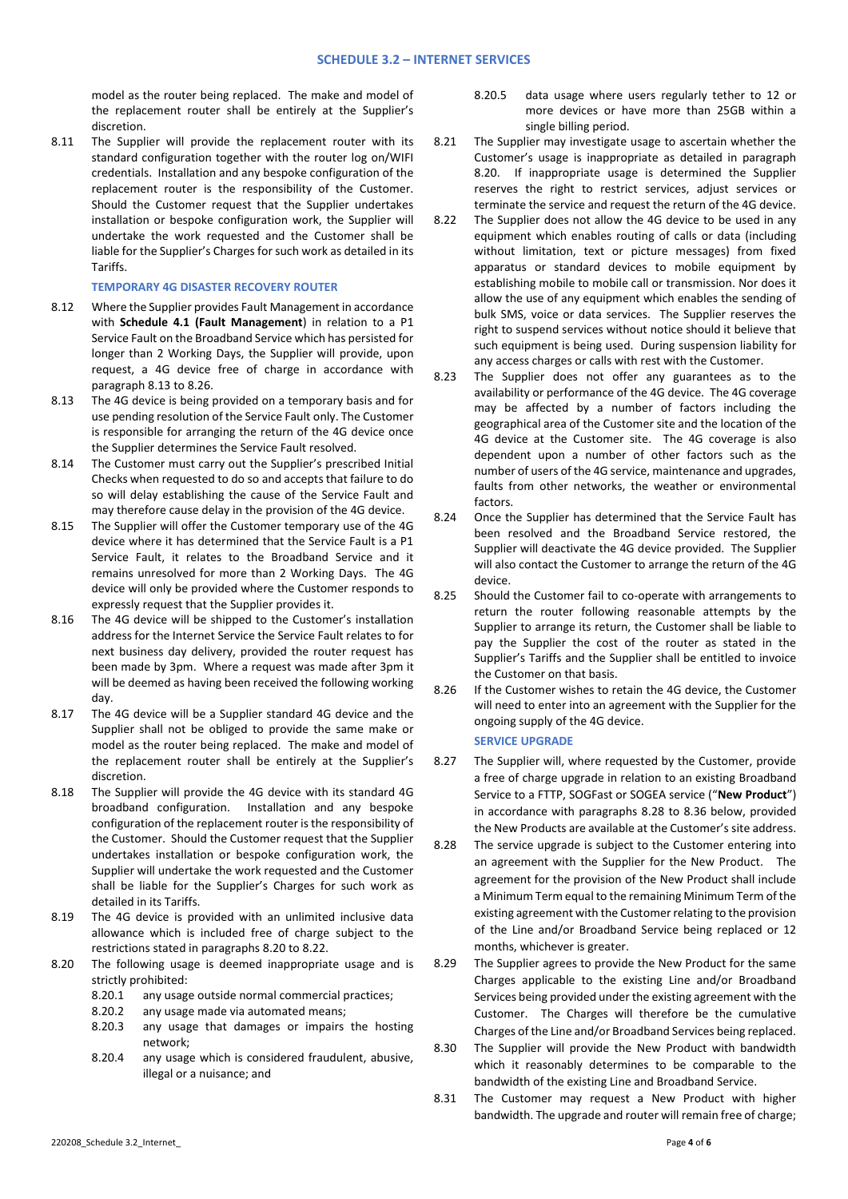model as the router being replaced. The make and model of the replacement router shall be entirely at the Supplier's discretion.

8.11 The Supplier will provide the replacement router with its standard configuration together with the router log on/WIFI credentials. Installation and any bespoke configuration of the replacement router is the responsibility of the Customer. Should the Customer request that the Supplier undertakes installation or bespoke configuration work, the Supplier will undertake the work requested and the Customer shall be liable for the Supplier's Charges for such work as detailed in its Tariffs.

### TEMPORARY 4G DISASTER RECOVERY ROUTER

8.12 Where the Supplier provides Fault Management in accordance with **Schedule 4.1 (Fault Management**) in relation to a P1 Service Fault on the Broadband Service which has persisted for longer than 2 Working Days, the Supplier will provide, upon request, a 4G device free of charge in accordance with paragraph 8.13 to 8.26.

8.13 The 4G device is being provided on a temporary basis and for use pending resolution of the Service Fault only. The Customer is responsible for arranging the return of the 4G device once the Supplier determines the Service Fault resolved.

8.14 The Customer must carry out the Supplier's prescribed Initial Checks when requested to do so and accepts that failure to do so will delay establishing the cause of the Service Fault and may therefore cause delay in the provision of the 4G device.

8.15 The Supplier will offer the Customer temporary use of the 4G device where it has determined that the Service Fault is a P1 Service Fault, it relates to the Broadband Service and it remains unresolved for more than 2 Working Days. The 4G device will only be provided where the Customer responds to expressly request that the Supplier provides it.

8.16 The 4G device will be shipped to the Customer's installation address for the Internet Service the Service Fault relates to for next business day delivery, provided the router request has been made by 3pm. Where a request was made after 3pm it will be deemed as having been received the following working day.

8.17 The 4G device will be a Supplier standard 4G device and the Supplier shall not be obliged to provide the same make or model as the router being replaced. The make and model of the replacement router shall be entirely at the Supplier's discretion.

8.18 The Supplier will provide the 4G device with its standard 4G broadband configuration. Installation and any bespoke configuration of the replacement router is the responsibility of the Customer. Should the Customer request that the Supplier undertakes installation or bespoke configuration work, the Supplier will undertake the work requested and the Customer shall be liable for the Supplier's Charges for such work as detailed in its Tariffs.

8.19 The 4G device is provided with an unlimited inclusive data allowance which is included free of charge subject to the restrictions stated in paragraphs 8.20 to 8.22.

8.20 The following usage is deemed inappropriate usage and is strictly prohibited:

8.20.1 any usage outside normal commercial practices;

8.20.2 any usage made via automated means;

8.20.3 any usage that damages or impairs the hosting network;

8.20.4 any usage which is considered fraudulent, abusive, illegal or a nuisance; and

8.20.5 data usage where users regularly tether to 12 or more devices or have more than 25GB within a single billing period.

8.21 The Supplier may investigate usage to ascertain whether the Customer's usage is inappropriate as detailed in paragraph 8.20. If inappropriate usage is determined the Supplier reserves the right to restrict services, adjust services or terminate the service and request the return of the 4G device.

8.22 The Supplier does not allow the 4G device to be used in any equipment which enables routing of calls or data (including without limitation, text or picture messages) from fixed apparatus or standard devices to mobile equipment by establishing mobile to mobile call or transmission. Nor does it allow the use of any equipment which enables the sending of bulk SMS, voice or data services. The Supplier reserves the right to suspend services without notice should it believe that such equipment is being used. During suspension liability for any access charges or calls with rest with the Customer.

8.23 The Supplier does not offer any guarantees as to the availability or performance of the 4G device. The 4G coverage may be affected by a number of factors including the geographical area of the Customer site and the location of the 4G device at the Customer site. The 4G coverage is also dependent upon a number of other factors such as the number of users of the 4G service, maintenance and upgrades, faults from other networks, the weather or environmental factors.

8.24 Once the Supplier has determined that the Service Fault has been resolved and the Broadband Service restored, the Supplier will deactivate the 4G device provided. The Supplier will also contact the Customer to arrange the return of the 4G device.

8.25 Should the Customer fail to co-operate with arrangements to return the router following reasonable attempts by the Supplier to arrange its return, the Customer shall be liable to pay the Supplier the cost of the router as stated in the Supplier's Tariffs and the Supplier shall be entitled to invoice the Customer on that basis.

8.26 If the Customer wishes to retain the 4G device, the Customer will need to enter into an agreement with the Supplier for the ongoing supply of the 4G device.

### SERVICE UPGRADE

8.27 The Supplier will, where requested by the Customer, provide a free of charge upgrade in relation to an existing Broadband Service to a FTTP, SOGFast or SOGEA service ("**New Product**") in accordance with paragraphs 8.28 to 8.36 below, provided the New Products are available at the Customer's site address.

8.28 The service upgrade is subject to the Customer entering into an agreement with the Supplier for the New Product. The agreement for the provision of the New Product shall include a Minimum Term equal to the remaining Minimum Term of the existing agreement with the Customer relating to the provision of the Line and/or Broadband Service being replaced or 12 months, whichever is greater.

8.29 The Supplier agrees to provide the New Product for the same Charges applicable to the existing Line and/or Broadband Services being provided under the existing agreement with the Customer. The Charges will therefore be the cumulative Charges of the Line and/or Broadband Services being replaced.

8.30 The Supplier will provide the New Product with bandwidth which it reasonably determines to be comparable to the bandwidth of the existing Line and Broadband Service.

8.31 The Customer may request a New Product with higher bandwidth. The upgrade and router will remain free of charge;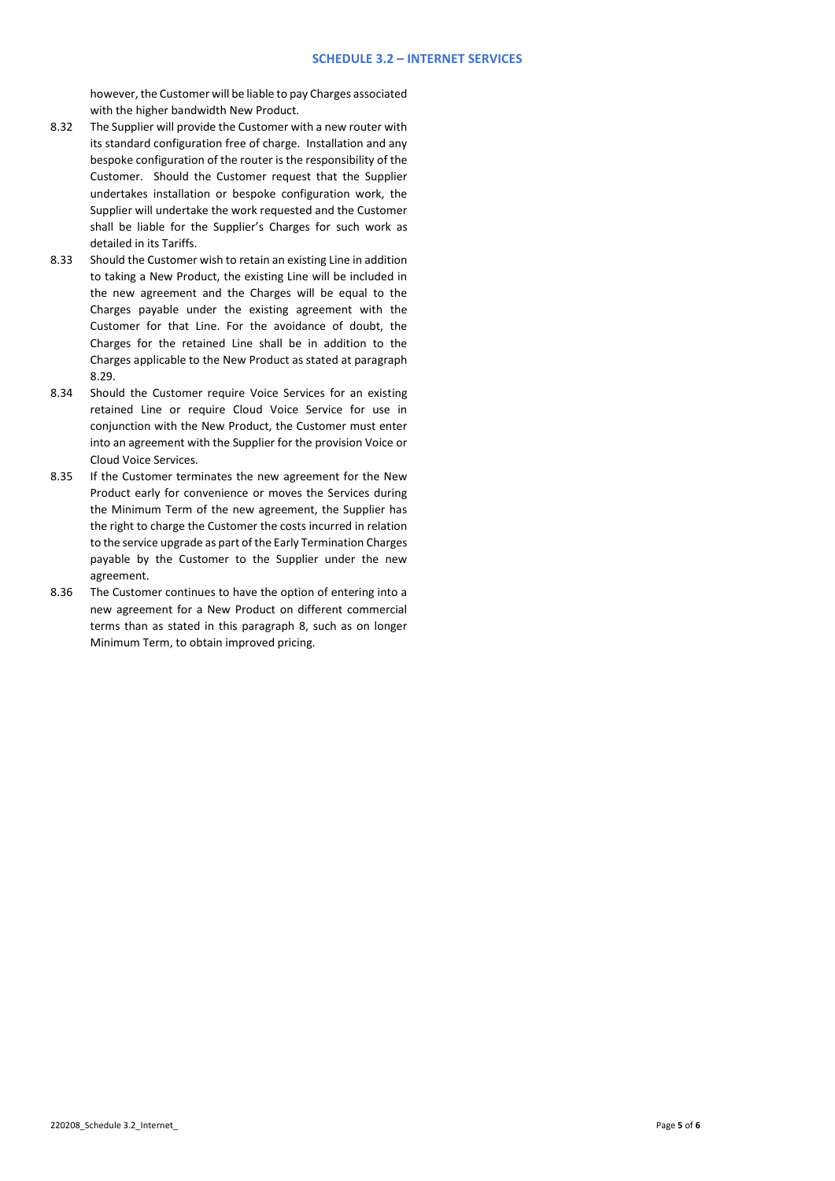however, the Customer will be liable to pay Charges associated with the higher bandwidth New Product.

8.32 The Supplier will provide the Customer with a new router with its standard configuration free of charge. Installation and any bespoke configuration of the router is the responsibility of the Customer. Should the Customer request that the Supplier undertakes installation or bespoke configuration work, the Supplier will undertake the work requested and the Customer shall be liable for the Supplier's Charges for such work as detailed in its Tariffs.

8.33 Should the Customer wish to retain an existing Line in addition to taking a New Product, the existing Line will be included in the new agreement and the Charges will be equal to the Charges payable under the existing agreement with the Customer for that Line. For the avoidance of doubt, the Charges for the retained Line shall be in addition to the Charges applicable to the New Product as stated at paragraph 8.29.

8.34 Should the Customer require Voice Services for an existing retained Line or require Cloud Voice Service for use in conjunction with the New Product, the Customer must enter into an agreement with the Supplier for the provision Voice or Cloud Voice Services.

8.35 If the Customer terminates the new agreement for the New Product early for convenience or moves the Services during the Minimum Term of the new agreement, the Supplier has the right to charge the Customer the costs incurred in relation to the service upgrade as part of the Early Termination Charges payable by the Customer to the Supplier under the new agreement.

8.36 The Customer continues to have the option of entering into a new agreement for a New Product on different commercial terms than as stated in this paragraph 8, such as on longer Minimum Term, to obtain improved pricing.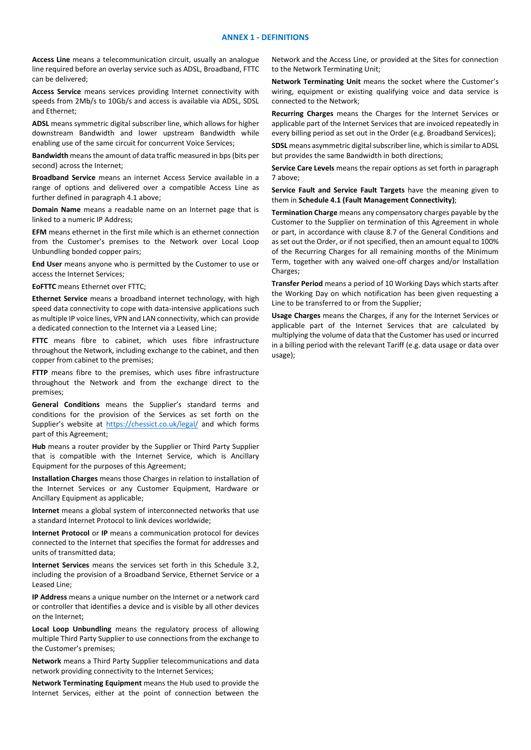## ANNEX 1 - DEFINITIONS

**Access Line** means a telecommunication circuit, usually an analogue line required before an overlay service such as ADSL, Broadband, FTTC can be delivered;

**Access Service** means services providing Internet connectivity with speeds from 2Mb/s to 10Gb/s and access is available via ADSL, SDSL and Ethernet;

**ADSL** means symmetric digital subscriber line, which allows for higher downstream Bandwidth and lower upstream Bandwidth while enabling use of the same circuit for concurrent Voice Services;

**Bandwidth** means the amount of data traffic measured in bps (bits per second) across the Internet;

**Broadband Service** means an internet Access Service available in a range of options and delivered over a compatible Access Line as further defined in paragraph 4.1 above;

**Domain Name** means a readable name on an Internet page that is linked to a numeric IP Address;

**EFM** means ethernet in the first mile which is an ethernet connection from the Customer's premises to the Network over Local Loop Unbundling bonded copper pairs;

**End User** means anyone who is permitted by the Customer to use or access the Internet Services;

**EoFTTC** means Ethernet over FTTC;

**Ethernet Service** means a broadband internet technology, with high speed data connectivity to cope with data-intensive applications such as multiple IP voice lines, VPN and LAN connectivity, which can provide a dedicated connection to the Internet via a Leased Line;

**FTTC** means fibre to cabinet, which uses fibre infrastructure throughout the Network, including exchange to the cabinet, and then copper from cabinet to the premises;

**FTTP** means fibre to the premises, which uses fibre infrastructure throughout the Network and from the exchange direct to the premises;

**General Conditions** means the Supplier's standard terms and conditions for the provision of the Services as set forth on the Supplier's website at https://chessict.co.uk/legal/ and which forms part of this Agreement;

**Hub** means a router provider by the Supplier or Third Party Supplier that is compatible with the Internet Service, which is Ancillary Equipment for the purposes of this Agreement;

**Installation Charges** means those Charges in relation to installation of the Internet Services or any Customer Equipment, Hardware or Ancillary Equipment as applicable;

**Internet** means a global system of interconnected networks that use a standard Internet Protocol to link devices worldwide;

**Internet Protocol** or **IP** means a communication protocol for devices connected to the Internet that specifies the format for addresses and units of transmitted data;

**Internet Services** means the services set forth in this Schedule 3.2, including the provision of a Broadband Service, Ethernet Service or a Leased Line;

**IP Address** means a unique number on the Internet or a network card or controller that identifies a device and is visible by all other devices on the Internet;

**Local Loop Unbundling** means the regulatory process of allowing multiple Third Party Supplier to use connections from the exchange to the Customer's premises;

**Network** means a Third Party Supplier telecommunications and data network providing connectivity to the Internet Services;

**Network Terminating Equipment** means the Hub used to provide the Internet Services, either at the point of connection between the Network and the Access Line, or provided at the Sites for connection to the Network Terminating Unit;

**Network Terminating Unit** means the socket where the Customer's wiring, equipment or existing qualifying voice and data service is connected to the Network;

**Recurring Charges** means the Charges for the Internet Services or applicable part of the Internet Services that are invoiced repeatedly in every billing period as set out in the Order (e.g. Broadband Services);

**SDSL** means asymmetric digital subscriber line, which is similar to ADSL but provides the same Bandwidth in both directions;

**Service Care Levels** means the repair options as set forth in paragraph 7 above;

**Service Fault and Service Fault Targets** have the meaning given to them in **Schedule 4.1 (Fault Management Connectivity)**;

**Termination Charge** means any compensatory charges payable by the Customer to the Supplier on termination of this Agreement in whole or part, in accordance with clause 8.7 of the General Conditions and as set out the Order, or if not specified, then an amount equal to 100% of the Recurring Charges for all remaining months of the Minimum Term, together with any waived one-off charges and/or Installation Charges;

**Transfer Period** means a period of 10 Working Days which starts after the Working Day on which notification has been given requesting a Line to be transferred to or from the Supplier;

**Usage Charges** means the Charges, if any for the Internet Services or applicable part of the Internet Services that are calculated by multiplying the volume of data that the Customer has used or incurred in a billing period with the relevant Tariff (e.g. data usage or data over usage);